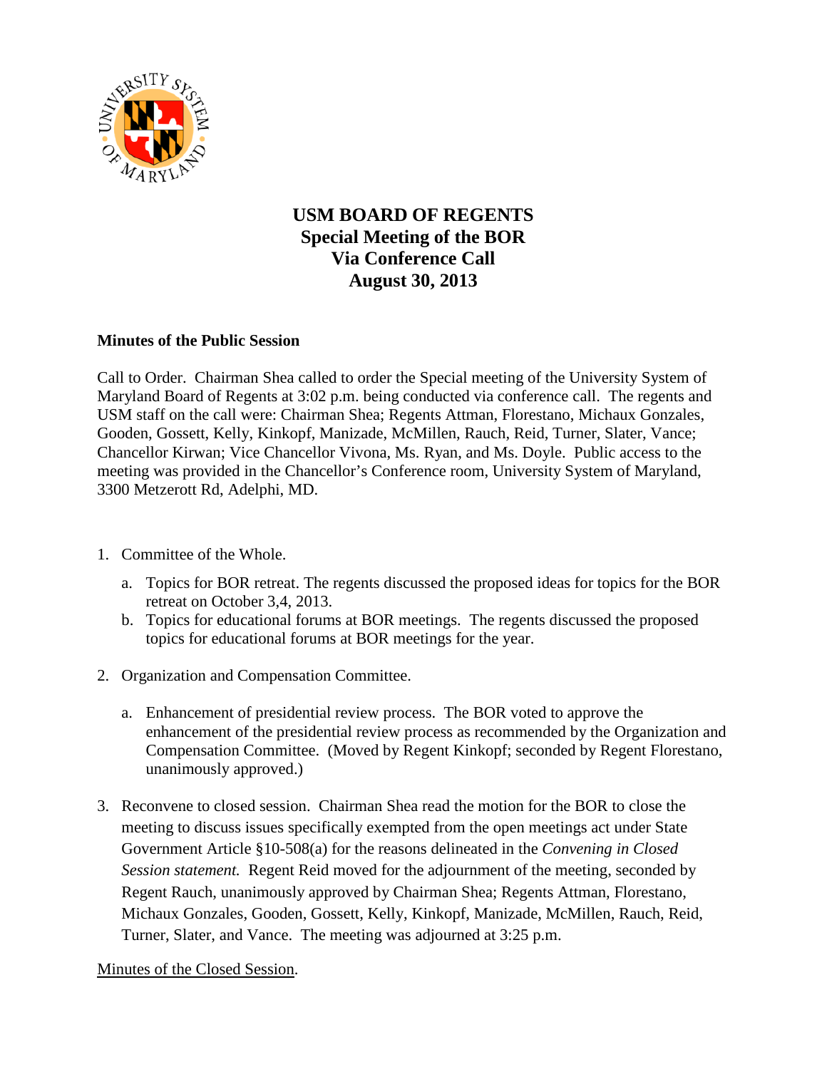# USM BOARD OF REGENTS
## Special Meeting of the BOR
## Via Conference Call
## August 30, 2013

**Minutes of the Public Session**

Call to Order. Chairman Shea called to order the Special meeting of the University System of Maryland Board of Regents at 3:02 p.m. being conducted via conference call. The regents and USM staff on the call were: Chairman Shea; Regents Attman, Florestano, Michaux Gonzales, Gooden, Gossett, Kelly, Kinkopf, Manizade, McMillen, Rauch, Reid, Turner, Slater, Vance; Chancellor Kirwan; Vice Chancellor Vivona, Ms. Ryan, and Ms. Doyle. Public access to the meeting was provided in the Chancellor's Conference room, University System of Maryland, 3300 Metzerott Rd, Adelphi, MD.

1. Committee of the Whole.

   a. Topics for BOR retreat. The regents discussed the proposed ideas for topics for the BOR retreat on October 3,4, 2013.
   b. Topics for educational forums at BOR meetings. The regents discussed the proposed topics for educational forums at BOR meetings for the year.

2. Organization and Compensation Committee.

   a. Enhancement of presidential review process. The BOR voted to approve the enhancement of the presidential review process as recommended by the Organization and Compensation Committee. (Moved by Regent Kinkopf; seconded by Regent Florestano, unanimously approved.)

3. Reconvene to closed session. Chairman Shea read the motion for the BOR to close the meeting to discuss issues specifically exempted from the open meetings act under State Government Article §10-508(a) for the reasons delineated in the *Convening in Closed Session statement.* Regent Reid moved for the adjournment of the meeting, seconded by Regent Rauch, unanimously approved by Chairman Shea; Regents Attman, Florestano, Michaux Gonzales, Gooden, Gossett, Kelly, Kinkopf, Manizade, McMillen, Rauch, Reid, Turner, Slater, and Vance. The meeting was adjourned at 3:25 p.m.

<u>Minutes of the Closed Session</u>.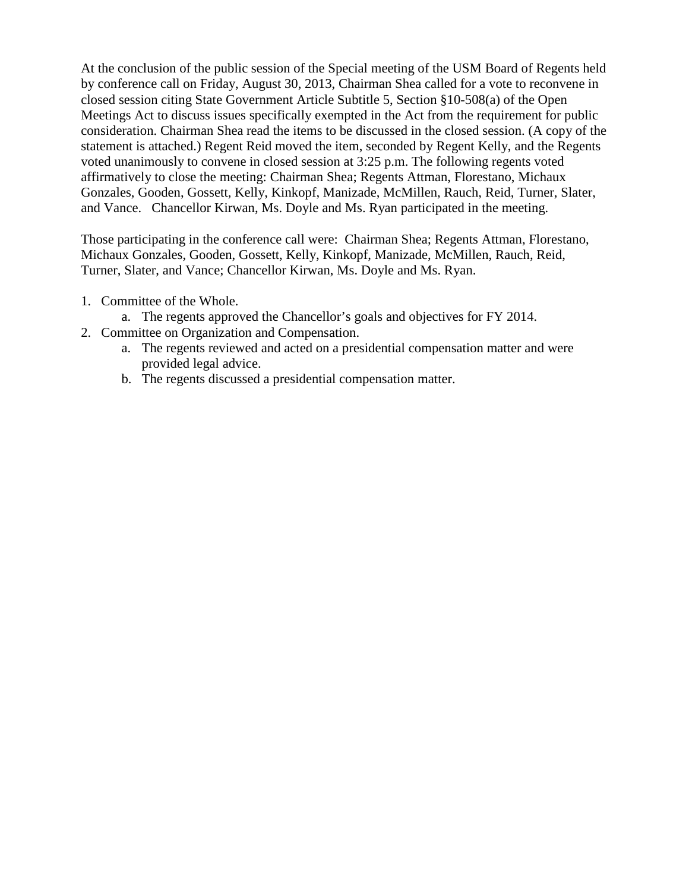At the conclusion of the public session of the Special meeting of the USM Board of Regents held by conference call on Friday, August 30, 2013, Chairman Shea called for a vote to reconvene in closed session citing State Government Article Subtitle 5, Section §10-508(a) of the Open Meetings Act to discuss issues specifically exempted in the Act from the requirement for public consideration. Chairman Shea read the items to be discussed in the closed session. (A copy of the statement is attached.) Regent Reid moved the item, seconded by Regent Kelly, and the Regents voted unanimously to convene in closed session at 3:25 p.m. The following regents voted affirmatively to close the meeting: Chairman Shea; Regents Attman, Florestano, Michaux Gonzales, Gooden, Gossett, Kelly, Kinkopf, Manizade, McMillen, Rauch, Reid, Turner, Slater, and Vance. Chancellor Kirwan, Ms. Doyle and Ms. Ryan participated in the meeting.

Those participating in the conference call were: Chairman Shea; Regents Attman, Florestano, Michaux Gonzales, Gooden, Gossett, Kelly, Kinkopf, Manizade, McMillen, Rauch, Reid, Turner, Slater, and Vance; Chancellor Kirwan, Ms. Doyle and Ms. Ryan.

1. Committee of the Whole.
   a. The regents approved the Chancellor's goals and objectives for FY 2014.
2. Committee on Organization and Compensation.
   a. The regents reviewed and acted on a presidential compensation matter and were provided legal advice.
   b. The regents discussed a presidential compensation matter.